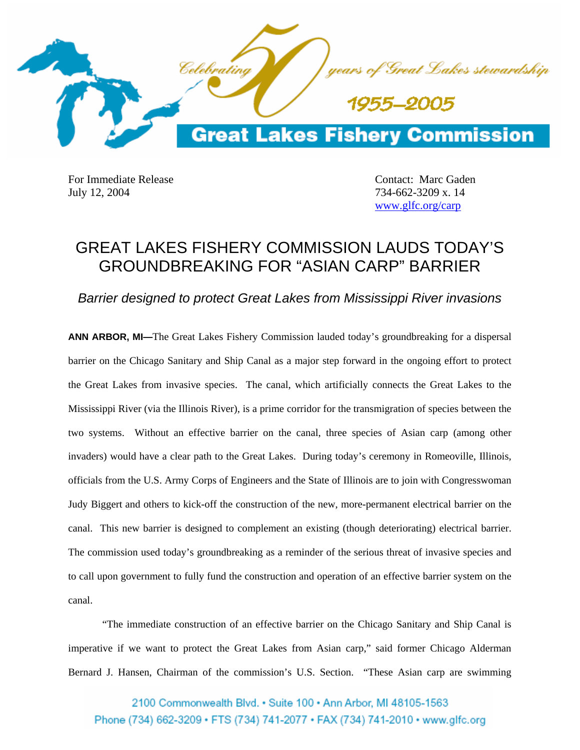For Immediate Release
July 12, 2004

Contact: Marc Gaden
734-662-3209 x. 14
www.glfc.org/carp

# GREAT LAKES FISHERY COMMISSION LAUDS TODAY'S GROUNDBREAKING FOR "ASIAN CARP" BARRIER

*Barrier designed to protect Great Lakes from Mississippi River invasions*

**ANN ARBOR, MI—**The Great Lakes Fishery Commission lauded today's groundbreaking for a dispersal barrier on the Chicago Sanitary and Ship Canal as a major step forward in the ongoing effort to protect the Great Lakes from invasive species. The canal, which artificially connects the Great Lakes to the Mississippi River (via the Illinois River), is a prime corridor for the transmigration of species between the two systems. Without an effective barrier on the canal, three species of Asian carp (among other invaders) would have a clear path to the Great Lakes. During today's ceremony in Romeoville, Illinois, officials from the U.S. Army Corps of Engineers and the State of Illinois are to join with Congresswoman Judy Biggert and others to kick-off the construction of the new, more-permanent electrical barrier on the canal. This new barrier is designed to complement an existing (though deteriorating) electrical barrier. The commission used today's groundbreaking as a reminder of the serious threat of invasive species and to call upon government to fully fund the construction and operation of an effective barrier system on the canal.

"The immediate construction of an effective barrier on the Chicago Sanitary and Ship Canal is imperative if we want to protect the Great Lakes from Asian carp," said former Chicago Alderman Bernard J. Hansen, Chairman of the commission's U.S. Section. "These Asian carp are swimming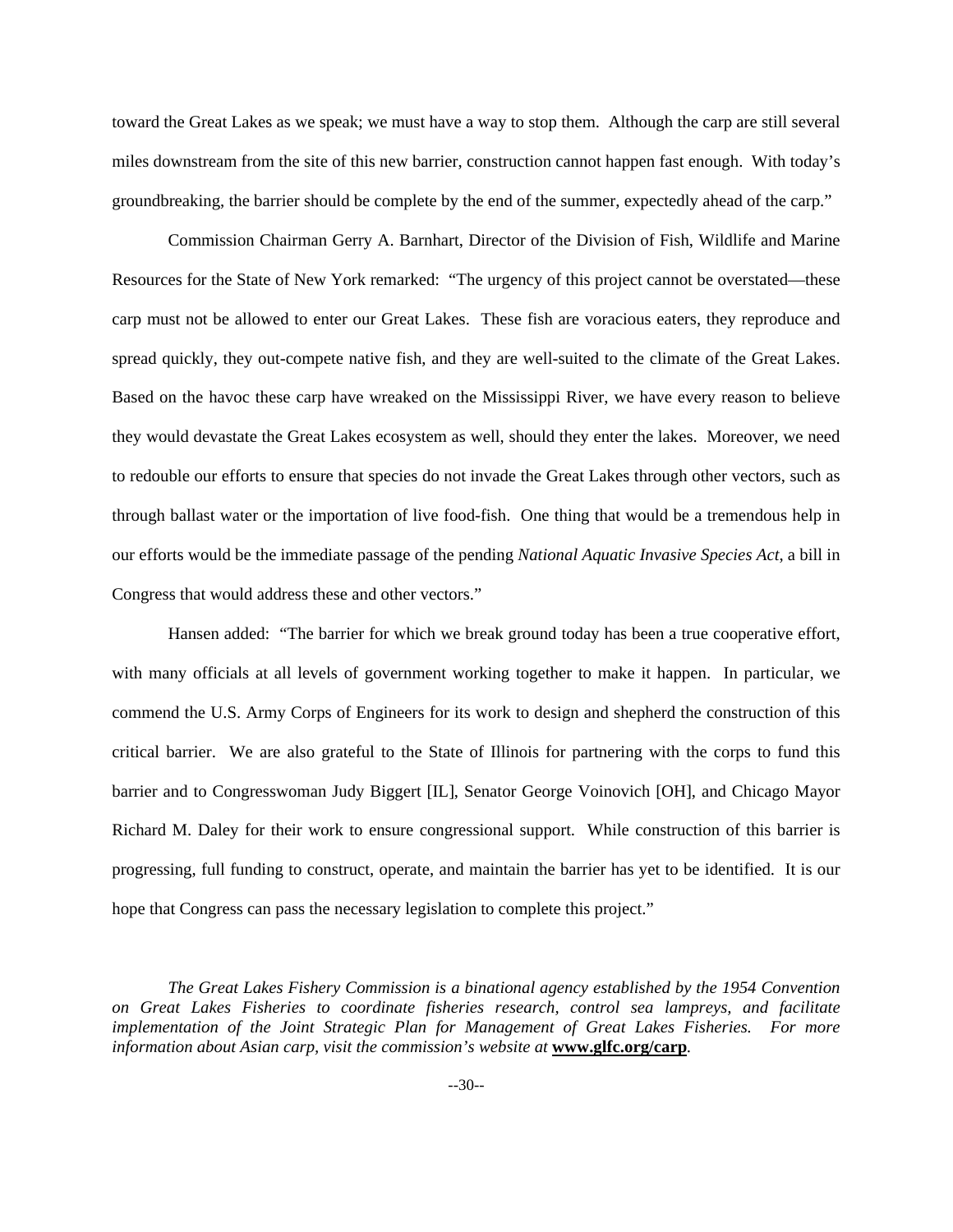toward the Great Lakes as we speak; we must have a way to stop them. Although the carp are still several miles downstream from the site of this new barrier, construction cannot happen fast enough. With today's groundbreaking, the barrier should be complete by the end of the summer, expectedly ahead of the carp."

Commission Chairman Gerry A. Barnhart, Director of the Division of Fish, Wildlife and Marine Resources for the State of New York remarked: "The urgency of this project cannot be overstated—these carp must not be allowed to enter our Great Lakes. These fish are voracious eaters, they reproduce and spread quickly, they out-compete native fish, and they are well-suited to the climate of the Great Lakes. Based on the havoc these carp have wreaked on the Mississippi River, we have every reason to believe they would devastate the Great Lakes ecosystem as well, should they enter the lakes. Moreover, we need to redouble our efforts to ensure that species do not invade the Great Lakes through other vectors, such as through ballast water or the importation of live food-fish. One thing that would be a tremendous help in our efforts would be the immediate passage of the pending *National Aquatic Invasive Species Act*, a bill in Congress that would address these and other vectors."

Hansen added: "The barrier for which we break ground today has been a true cooperative effort, with many officials at all levels of government working together to make it happen. In particular, we commend the U.S. Army Corps of Engineers for its work to design and shepherd the construction of this critical barrier. We are also grateful to the State of Illinois for partnering with the corps to fund this barrier and to Congresswoman Judy Biggert [IL], Senator George Voinovich [OH], and Chicago Mayor Richard M. Daley for their work to ensure congressional support. While construction of this barrier is progressing, full funding to construct, operate, and maintain the barrier has yet to be identified. It is our hope that Congress can pass the necessary legislation to complete this project."

*The Great Lakes Fishery Commission is a binational agency established by the 1954 Convention on Great Lakes Fisheries to coordinate fisheries research, control sea lampreys, and facilitate implementation of the Joint Strategic Plan for Management of Great Lakes Fisheries. For more information about Asian carp, visit the commission's website at* **www.glfc.org/carp**.

--30--